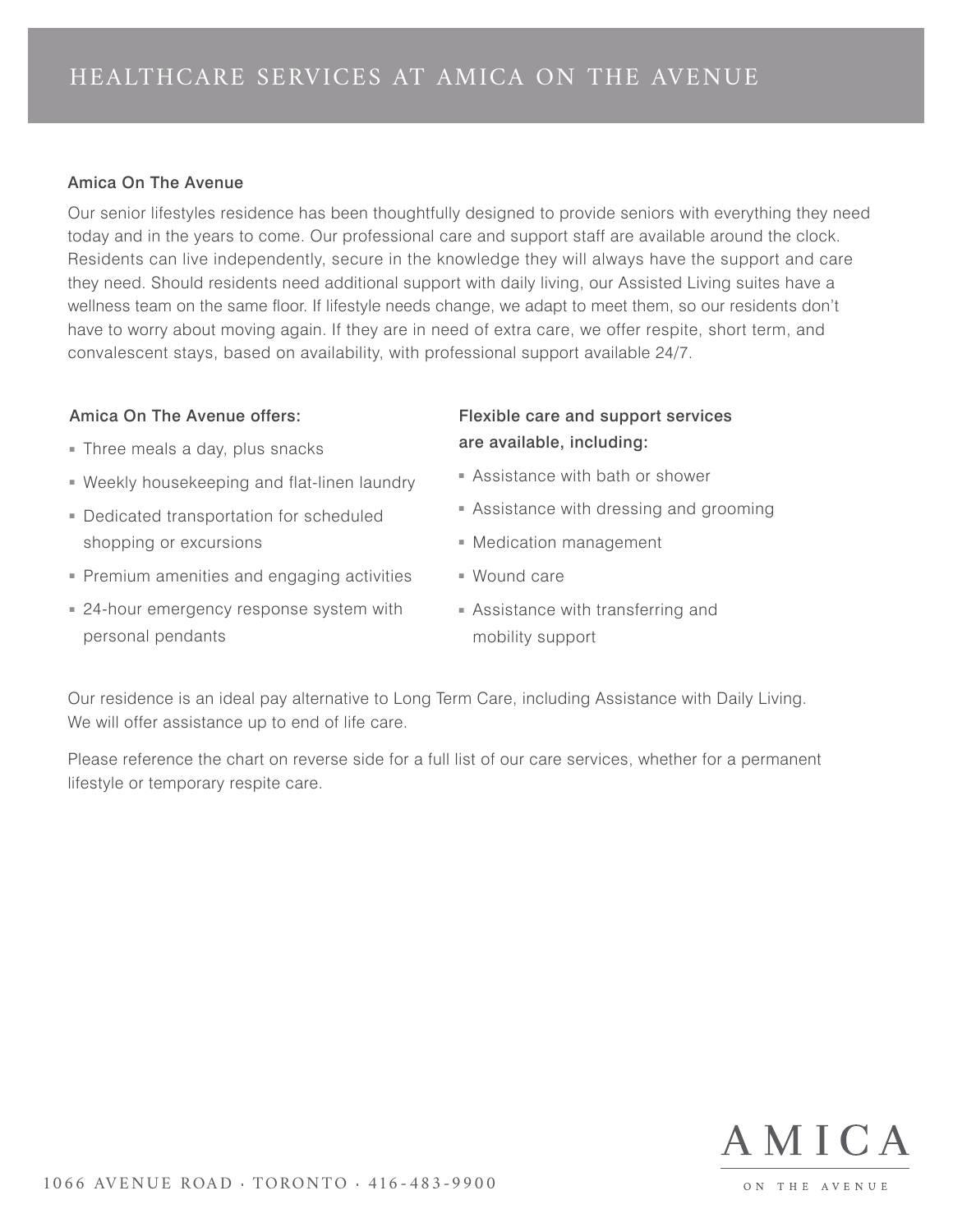# HEALTHCARE SERVICES AT AMICA ON THE AVENUE

## Amica On The Avenue

Our senior lifestyles residence has been thoughtfully designed to provide seniors with everything they need today and in the years to come. Our professional care and support staff are available around the clock. Residents can live independently, secure in the knowledge they will always have the support and care they need. Should residents need additional support with daily living, our Assisted Living suites have a wellness team on the same floor. If lifestyle needs change, we adapt to meet them, so our residents don't have to worry about moving again. If they are in need of extra care, we offer respite, short term, and convalescent stays, based on availability, with professional support available 24/7.

### Amica On The Avenue offers:

- Three meals a day, plus snacks
- Weekly housekeeping and flat-linen laundry
- Dedicated transportation for scheduled shopping or excursions
- Premium amenities and engaging activities
- 24-hour emergency response system with personal pendants

### Flexible care and support services are available, including:

- Assistance with bath or shower
- Assistance with dressing and grooming
- Medication management
- Wound care
- Assistance with transferring and mobility support

Our residence is an ideal pay alternative to Long Term Care, including Assistance with Daily Living. We will offer assistance up to end of life care.

Please reference the chart on reverse side for a full list of our care services, whether for a permanent lifestyle or temporary respite care.

1066 AVENUE ROAD · TORONTO · 416-483-9900

AMICA
ON THE AVENUE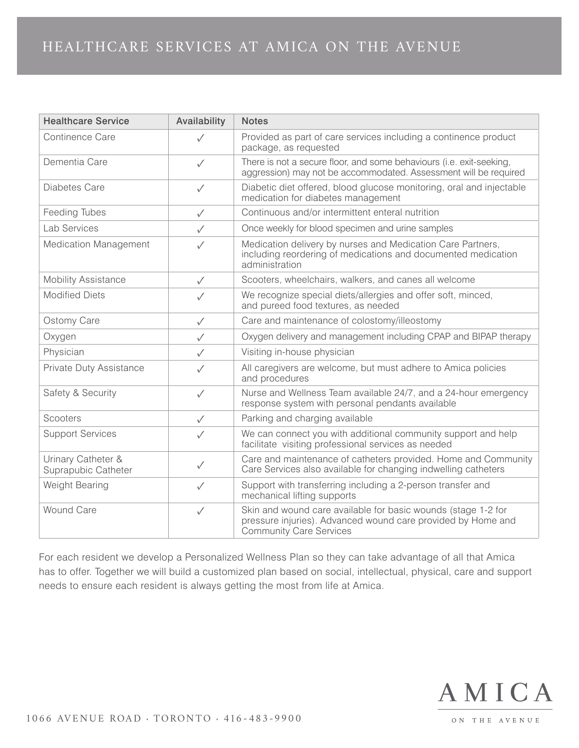# HEALTHCARE SERVICES AT AMICA ON THE AVENUE

| Healthcare Service | Availability | Notes |
|---|---|---|
| Continence Care | ✓ | Provided as part of care services including a continence product package, as requested |
| Dementia Care | ✓ | There is not a secure floor, and some behaviours (i.e. exit-seeking, aggression) may not be accommodated. Assessment will be required |
| Diabetes Care | ✓ | Diabetic diet offered, blood glucose monitoring, oral and injectable medication for diabetes management |
| Feeding Tubes | ✓ | Continuous and/or intermittent enteral nutrition |
| Lab Services | ✓ | Once weekly for blood specimen and urine samples |
| Medication Management | ✓ | Medication delivery by nurses and Medication Care Partners, including reordering of medications and documented medication administration |
| Mobility Assistance | ✓ | Scooters, wheelchairs, walkers, and canes all welcome |
| Modified Diets | ✓ | We recognize special diets/allergies and offer soft, minced, and pureed food textures, as needed |
| Ostomy Care | ✓ | Care and maintenance of colostomy/illeostomy |
| Oxygen | ✓ | Oxygen delivery and management including CPAP and BIPAP therapy |
| Physician | ✓ | Visiting in-house physician |
| Private Duty Assistance | ✓ | All caregivers are welcome, but must adhere to Amica policies and procedures |
| Safety & Security | ✓ | Nurse and Wellness Team available 24/7, and a 24-hour emergency response system with personal pendants available |
| Scooters | ✓ | Parking and charging available |
| Support Services | ✓ | We can connect you with additional community support and help facilitate visiting professional services as needed |
| Urinary Catheter & Suprapubic Catheter | ✓ | Care and maintenance of catheters provided. Home and Community Care Services also available for changing indwelling catheters |
| Weight Bearing | ✓ | Support with transferring including a 2-person transfer and mechanical lifting supports |
| Wound Care | ✓ | Skin and wound care available for basic wounds (stage 1-2 for pressure injuries). Advanced wound care provided by Home and Community Care Services |

For each resident we develop a Personalized Wellness Plan so they can take advantage of all that Amica has to offer. Together we will build a customized plan based on social, intellectual, physical, care and support needs to ensure each resident is always getting the most from life at Amica.

1066 AVENUE ROAD · TORONTO · 416-483-9900

AMICA

ON THE AVENUE